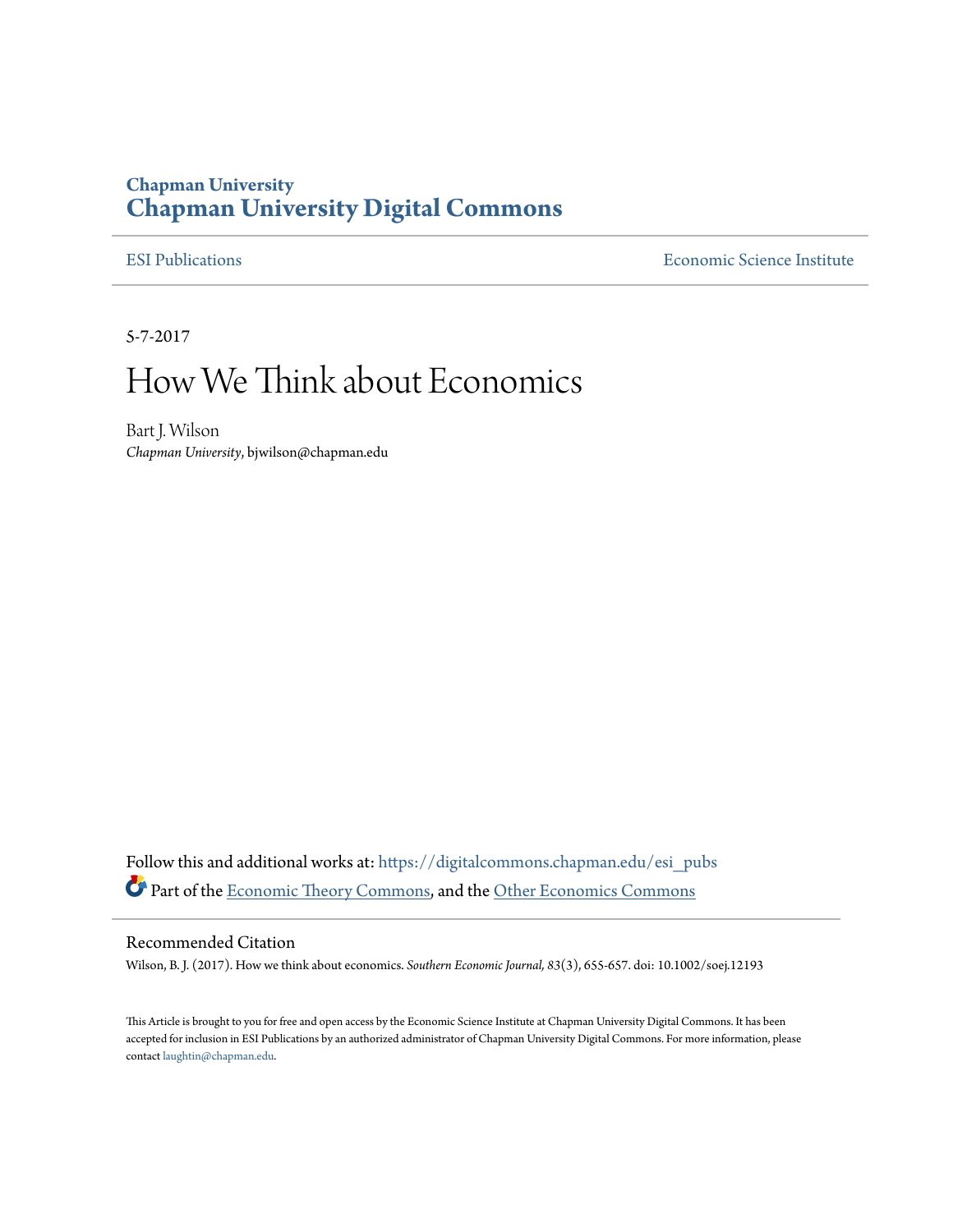Chapman University

# Chapman University Digital Commons

ESI Publications

Economic Science Institute

5-7-2017

# How We Think about Economics

Bart J. Wilson
*Chapman University*, bjwilson@chapman.edu

Follow this and additional works at: https://digitalcommons.chapman.edu/esi_pubs

Part of the Economic Theory Commons, and the Other Economics Commons

## Recommended Citation

Wilson, B. J. (2017). How we think about economics. *Southern Economic Journal, 83*(3), 655-657. doi: 10.1002/soej.12193

This Article is brought to you for free and open access by the Economic Science Institute at Chapman University Digital Commons. It has been accepted for inclusion in ESI Publications by an authorized administrator of Chapman University Digital Commons. For more information, please contact laughtin@chapman.edu.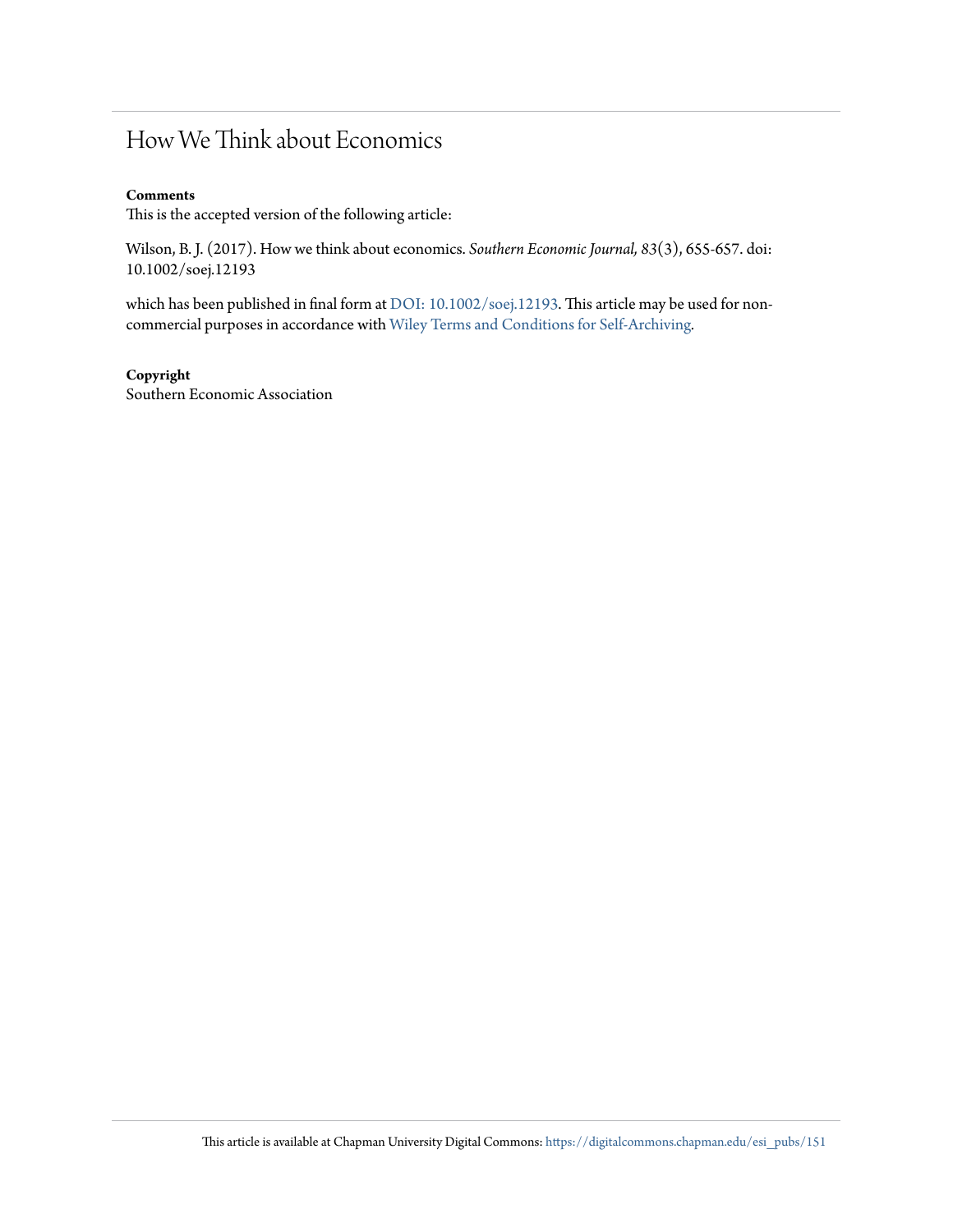# How We Think about Economics

**Comments**

This is the accepted version of the following article:

Wilson, B. J. (2017). How we think about economics. *Southern Economic Journal, 83*(3), 655-657. doi: 10.1002/soej.12193

which has been published in final form at DOI: 10.1002/soej.12193. This article may be used for non-commercial purposes in accordance with Wiley Terms and Conditions for Self-Archiving.

**Copyright**

Southern Economic Association

This article is available at Chapman University Digital Commons: https://digitalcommons.chapman.edu/esi_pubs/151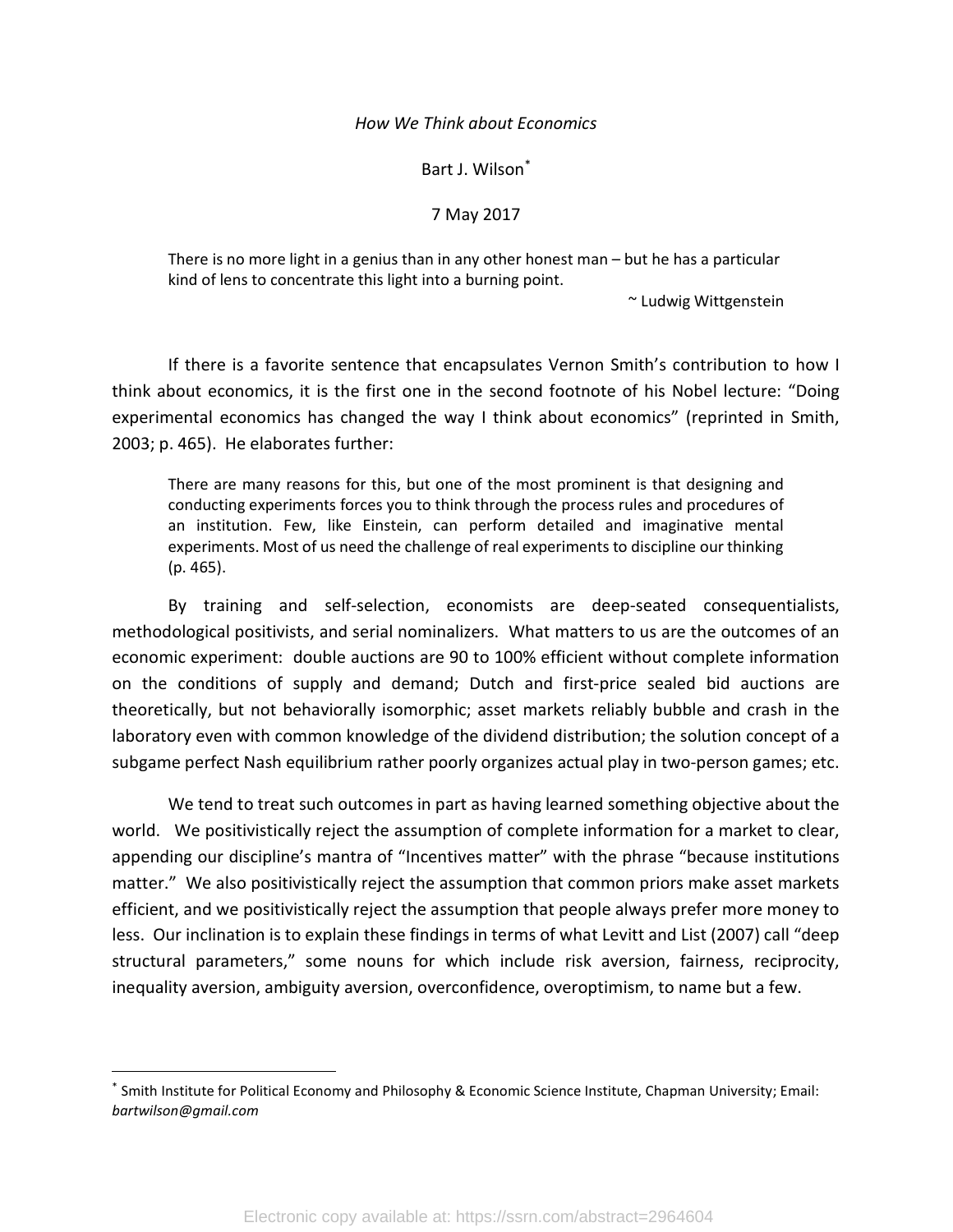*How We Think about Economics*

Bart J. Wilson[*]

7 May 2017

> There is no more light in a genius than in any other honest man – but he has a particular kind of lens to concentrate this light into a burning point.
>
> ~ Ludwig Wittgenstein

If there is a favorite sentence that encapsulates Vernon Smith's contribution to how I think about economics, it is the first one in the second footnote of his Nobel lecture: "Doing experimental economics has changed the way I think about economics" (reprinted in Smith, 2003; p. 465). He elaborates further:

> There are many reasons for this, but one of the most prominent is that designing and conducting experiments forces you to think through the process rules and procedures of an institution. Few, like Einstein, can perform detailed and imaginative mental experiments. Most of us need the challenge of real experiments to discipline our thinking (p. 465).

By training and self-selection, economists are deep-seated consequentialists, methodological positivists, and serial nominalizers. What matters to us are the outcomes of an economic experiment: double auctions are 90 to 100% efficient without complete information on the conditions of supply and demand; Dutch and first-price sealed bid auctions are theoretically, but not behaviorally isomorphic; asset markets reliably bubble and crash in the laboratory even with common knowledge of the dividend distribution; the solution concept of a subgame perfect Nash equilibrium rather poorly organizes actual play in two-person games; etc.

We tend to treat such outcomes in part as having learned something objective about the world. We positivistically reject the assumption of complete information for a market to clear, appending our discipline's mantra of "Incentives matter" with the phrase "because institutions matter." We also positivistically reject the assumption that common priors make asset markets efficient, and we positivistically reject the assumption that people always prefer more money to less. Our inclination is to explain these findings in terms of what Levitt and List (2007) call "deep structural parameters," some nouns for which include risk aversion, fairness, reciprocity, inequality aversion, ambiguity aversion, overconfidence, overoptimism, to name but a few.

---

[*] Smith Institute for Political Economy and Philosophy & Economic Science Institute, Chapman University; Email: *bartwilson@gmail.com*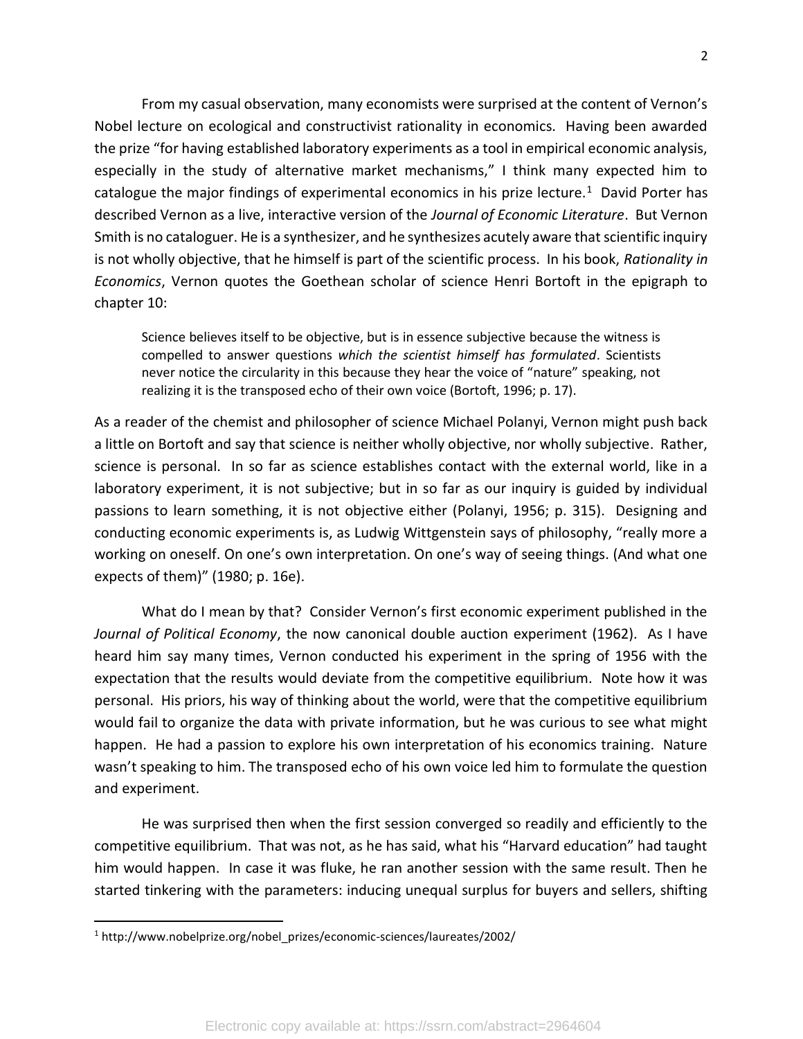From my casual observation, many economists were surprised at the content of Vernon's Nobel lecture on ecological and constructivist rationality in economics. Having been awarded the prize "for having established laboratory experiments as a tool in empirical economic analysis, especially in the study of alternative market mechanisms," I think many expected him to catalogue the major findings of experimental economics in his prize lecture.[1] David Porter has described Vernon as a live, interactive version of the *Journal of Economic Literature*. But Vernon Smith is no cataloguer. He is a synthesizer, and he synthesizes acutely aware that scientific inquiry is not wholly objective, that he himself is part of the scientific process. In his book, *Rationality in Economics*, Vernon quotes the Goethean scholar of science Henri Bortoft in the epigraph to chapter 10:

> Science believes itself to be objective, but is in essence subjective because the witness is compelled to answer questions *which the scientist himself has formulated*. Scientists never notice the circularity in this because they hear the voice of "nature" speaking, not realizing it is the transposed echo of their own voice (Bortoft, 1996; p. 17).

As a reader of the chemist and philosopher of science Michael Polanyi, Vernon might push back a little on Bortoft and say that science is neither wholly objective, nor wholly subjective. Rather, science is personal. In so far as science establishes contact with the external world, like in a laboratory experiment, it is not subjective; but in so far as our inquiry is guided by individual passions to learn something, it is not objective either (Polanyi, 1956; p. 315). Designing and conducting economic experiments is, as Ludwig Wittgenstein says of philosophy, "really more a working on oneself. On one's own interpretation. On one's way of seeing things. (And what one expects of them)" (1980; p. 16e).

What do I mean by that? Consider Vernon's first economic experiment published in the *Journal of Political Economy*, the now canonical double auction experiment (1962). As I have heard him say many times, Vernon conducted his experiment in the spring of 1956 with the expectation that the results would deviate from the competitive equilibrium. Note how it was personal. His priors, his way of thinking about the world, were that the competitive equilibrium would fail to organize the data with private information, but he was curious to see what might happen. He had a passion to explore his own interpretation of his economics training. Nature wasn't speaking to him. The transposed echo of his own voice led him to formulate the question and experiment.

He was surprised then when the first session converged so readily and efficiently to the competitive equilibrium. That was not, as he has said, what his "Harvard education" had taught him would happen. In case it was fluke, he ran another session with the same result. Then he started tinkering with the parameters: inducing unequal surplus for buyers and sellers, shifting

[1] http://www.nobelprize.org/nobel_prizes/economic-sciences/laureates/2002/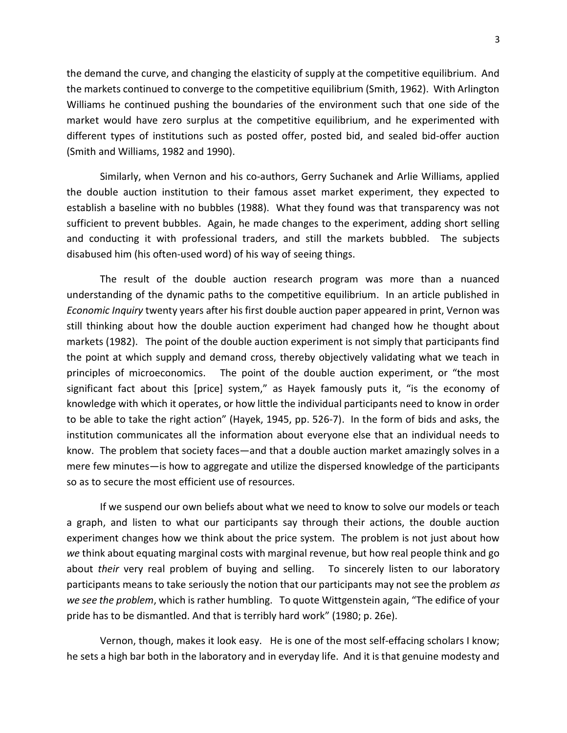the demand the curve, and changing the elasticity of supply at the competitive equilibrium. And the markets continued to converge to the competitive equilibrium (Smith, 1962). With Arlington Williams he continued pushing the boundaries of the environment such that one side of the market would have zero surplus at the competitive equilibrium, and he experimented with different types of institutions such as posted offer, posted bid, and sealed bid-offer auction (Smith and Williams, 1982 and 1990).

Similarly, when Vernon and his co-authors, Gerry Suchanek and Arlie Williams, applied the double auction institution to their famous asset market experiment, they expected to establish a baseline with no bubbles (1988). What they found was that transparency was not sufficient to prevent bubbles. Again, he made changes to the experiment, adding short selling and conducting it with professional traders, and still the markets bubbled. The subjects disabused him (his often-used word) of his way of seeing things.

The result of the double auction research program was more than a nuanced understanding of the dynamic paths to the competitive equilibrium. In an article published in *Economic Inquiry* twenty years after his first double auction paper appeared in print, Vernon was still thinking about how the double auction experiment had changed how he thought about markets (1982). The point of the double auction experiment is not simply that participants find the point at which supply and demand cross, thereby objectively validating what we teach in principles of microeconomics. The point of the double auction experiment, or "the most significant fact about this [price] system," as Hayek famously puts it, "is the economy of knowledge with which it operates, or how little the individual participants need to know in order to be able to take the right action" (Hayek, 1945, pp. 526-7). In the form of bids and asks, the institution communicates all the information about everyone else that an individual needs to know. The problem that society faces—and that a double auction market amazingly solves in a mere few minutes—is how to aggregate and utilize the dispersed knowledge of the participants so as to secure the most efficient use of resources.

If we suspend our own beliefs about what we need to know to solve our models or teach a graph, and listen to what our participants say through their actions, the double auction experiment changes how we think about the price system. The problem is not just about how *we* think about equating marginal costs with marginal revenue, but how real people think and go about *their* very real problem of buying and selling. To sincerely listen to our laboratory participants means to take seriously the notion that our participants may not see the problem *as we see the problem*, which is rather humbling. To quote Wittgenstein again, "The edifice of your pride has to be dismantled. And that is terribly hard work" (1980; p. 26e).

Vernon, though, makes it look easy. He is one of the most self-effacing scholars I know; he sets a high bar both in the laboratory and in everyday life. And it is that genuine modesty and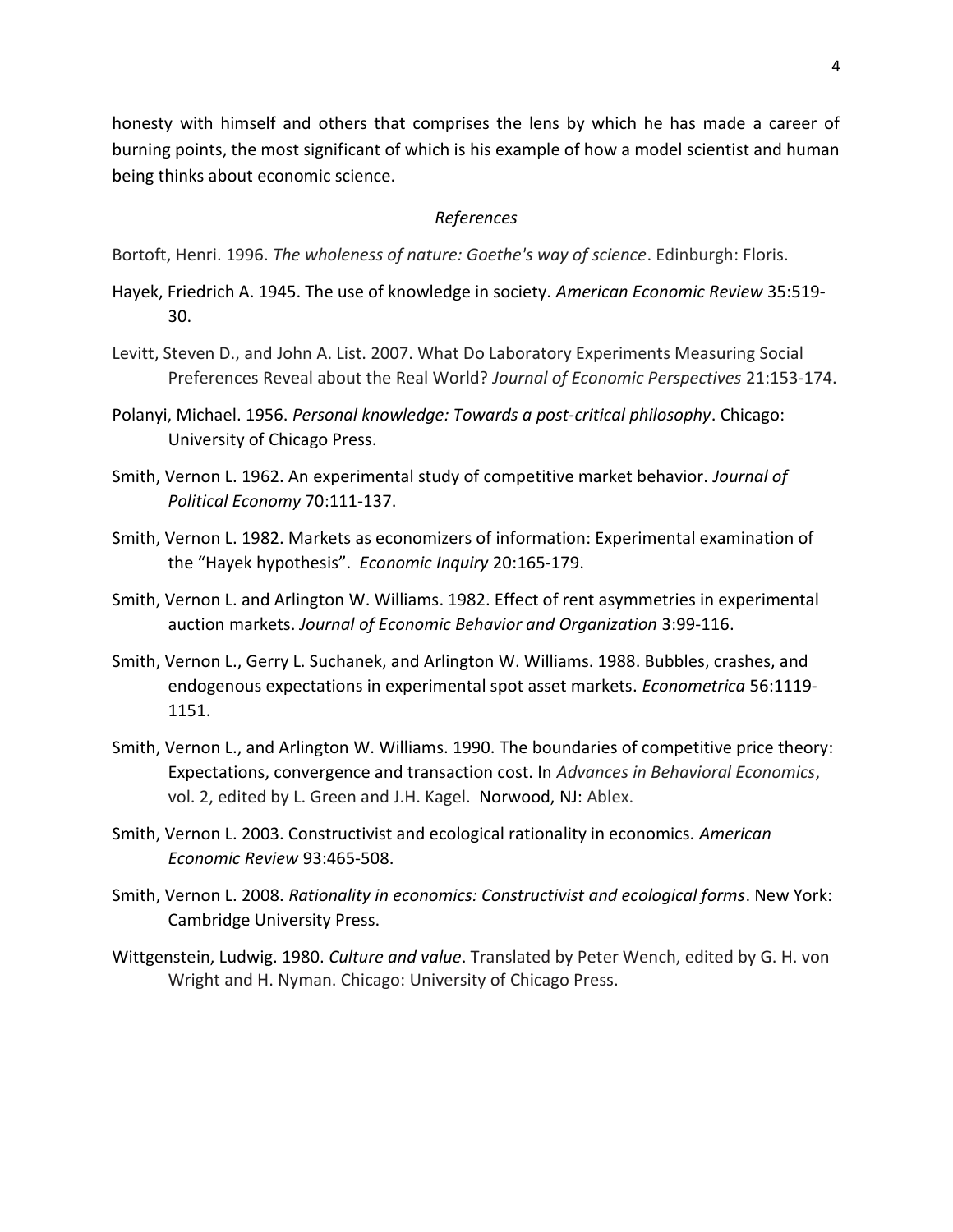honesty with himself and others that comprises the lens by which he has made a career of burning points, the most significant of which is his example of how a model scientist and human being thinks about economic science.

## *References*

Bortoft, Henri. 1996. *The wholeness of nature: Goethe's way of science*. Edinburgh: Floris.

Hayek, Friedrich A. 1945. The use of knowledge in society. *American Economic Review* 35:519-30.

Levitt, Steven D., and John A. List. 2007. What Do Laboratory Experiments Measuring Social Preferences Reveal about the Real World? *Journal of Economic Perspectives* 21:153-174.

Polanyi, Michael. 1956. *Personal knowledge: Towards a post-critical philosophy*. Chicago: University of Chicago Press.

Smith, Vernon L. 1962. An experimental study of competitive market behavior. *Journal of Political Economy* 70:111-137.

Smith, Vernon L. 1982. Markets as economizers of information: Experimental examination of the "Hayek hypothesis". *Economic Inquiry* 20:165-179.

Smith, Vernon L. and Arlington W. Williams. 1982. Effect of rent asymmetries in experimental auction markets. *Journal of Economic Behavior and Organization* 3:99-116.

Smith, Vernon L., Gerry L. Suchanek, and Arlington W. Williams. 1988. Bubbles, crashes, and endogenous expectations in experimental spot asset markets. *Econometrica* 56:1119-1151.

Smith, Vernon L., and Arlington W. Williams. 1990. The boundaries of competitive price theory: Expectations, convergence and transaction cost. In *Advances in Behavioral Economics*, vol. 2, edited by L. Green and J.H. Kagel. Norwood, NJ: Ablex.

Smith, Vernon L. 2003. Constructivist and ecological rationality in economics. *American Economic Review* 93:465-508.

Smith, Vernon L. 2008. *Rationality in economics: Constructivist and ecological forms*. New York: Cambridge University Press.

Wittgenstein, Ludwig. 1980. *Culture and value*. Translated by Peter Wench, edited by G. H. von Wright and H. Nyman. Chicago: University of Chicago Press.